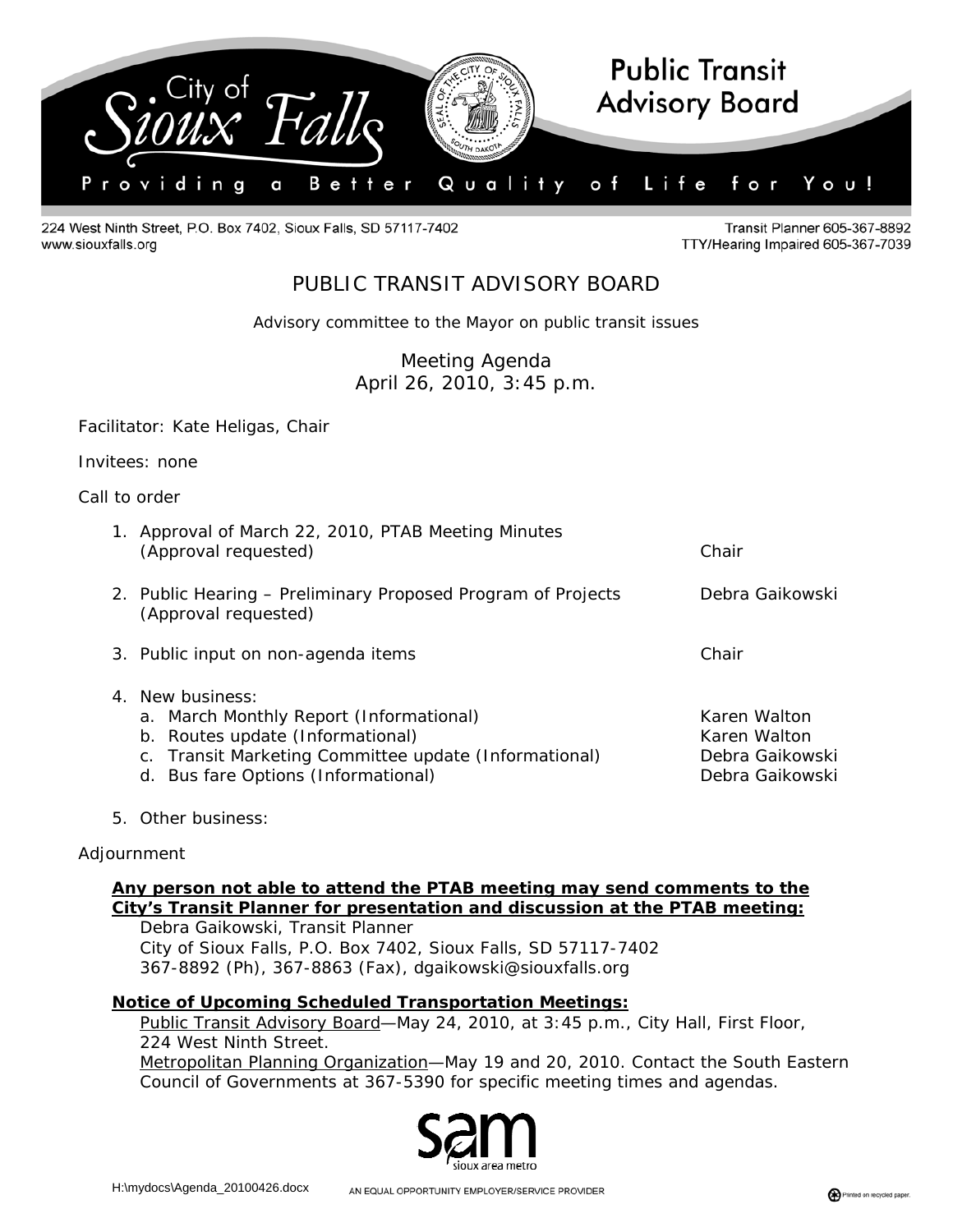City of Sioux Falls

**Public Transit Advisory Board**

Providing a Better Quality of Life for You!

224 West Ninth Street, P.O. Box 7402, Sioux Falls, SD 57117-7402
www.siouxfalls.org

Transit Planner 605-367-8892
TTY/Hearing Impaired 605-367-7039

# PUBLIC TRANSIT ADVISORY BOARD

Advisory committee to the Mayor on public transit issues

Meeting Agenda
April 26, 2010, 3:45 p.m.

Facilitator: Kate Heligas, Chair

Invitees: none

Call to order

1. Approval of March 22, 2010, PTAB Meeting Minutes (Approval requested) — Chair
2. Public Hearing – Preliminary Proposed Program of Projects (Approval requested) — Debra Gaikowski
3. Public input on non-agenda items — Chair
4. New business:
   a. March Monthly Report (Informational) — Karen Walton
   b. Routes update (Informational) — Karen Walton
   c. Transit Marketing Committee update (Informational) — Debra Gaikowski
   d. Bus fare Options (Informational) — Debra Gaikowski
5. Other business:

Adjournment

**Any person not able to attend the PTAB meeting may send comments to the City's Transit Planner for presentation and discussion at the PTAB meeting:**
Debra Gaikowski, Transit Planner
City of Sioux Falls, P.O. Box 7402, Sioux Falls, SD 57117-7402
367-8892 (Ph), 367-8863 (Fax), dgaikowski@siouxfalls.org

**Notice of Upcoming Scheduled Transportation Meetings:**
Public Transit Advisory Board—May 24, 2010, at 3:45 p.m., City Hall, First Floor, 224 West Ninth Street.
Metropolitan Planning Organization—May 19 and 20, 2010. Contact the South Eastern Council of Governments at 367-5390 for specific meeting times and agendas.

sam sioux area metro

H:\mydocs\Agenda_20100426.docx

AN EQUAL OPPORTUNITY EMPLOYER/SERVICE PROVIDER

Printed on recycled paper.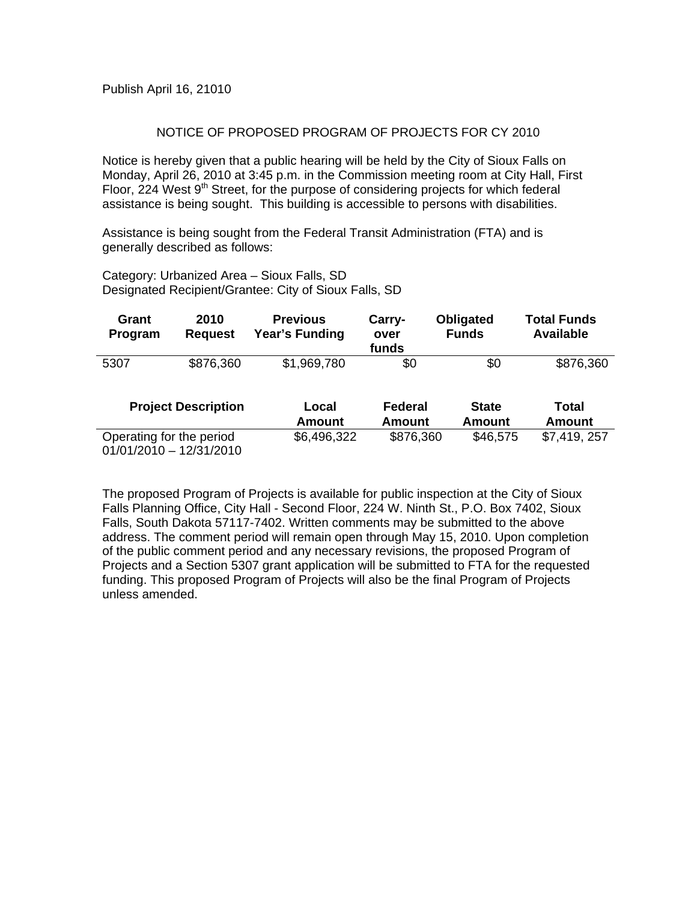Publish April 16, 21010

NOTICE OF PROPOSED PROGRAM OF PROJECTS FOR CY 2010

Notice is hereby given that a public hearing will be held by the City of Sioux Falls on Monday, April 26, 2010 at 3:45 p.m. in the Commission meeting room at City Hall, First Floor, 224 West 9th Street, for the purpose of considering projects for which federal assistance is being sought. This building is accessible to persons with disabilities.

Assistance is being sought from the Federal Transit Administration (FTA) and is generally described as follows:

Category: Urbanized Area – Sioux Falls, SD
Designated Recipient/Grantee: City of Sioux Falls, SD

| Grant Program | 2010 Request | Previous Year's Funding | Carry-over funds | Obligated Funds | Total Funds Available |
|---|---|---|---|---|---|
| 5307 | $876,360 | $1,969,780 | $0 | $0 | $876,360 |

| Project Description | Local Amount | Federal Amount | State Amount | Total Amount |
|---|---|---|---|---|
| Operating for the period 01/01/2010 – 12/31/2010 | $6,496,322 | $876,360 | $46,575 | $7,419, 257 |

The proposed Program of Projects is available for public inspection at the City of Sioux Falls Planning Office, City Hall - Second Floor, 224 W. Ninth St., P.O. Box 7402, Sioux Falls, South Dakota 57117-7402. Written comments may be submitted to the above address. The comment period will remain open through May 15, 2010. Upon completion of the public comment period and any necessary revisions, the proposed Program of Projects and a Section 5307 grant application will be submitted to FTA for the requested funding. This proposed Program of Projects will also be the final Program of Projects unless amended.